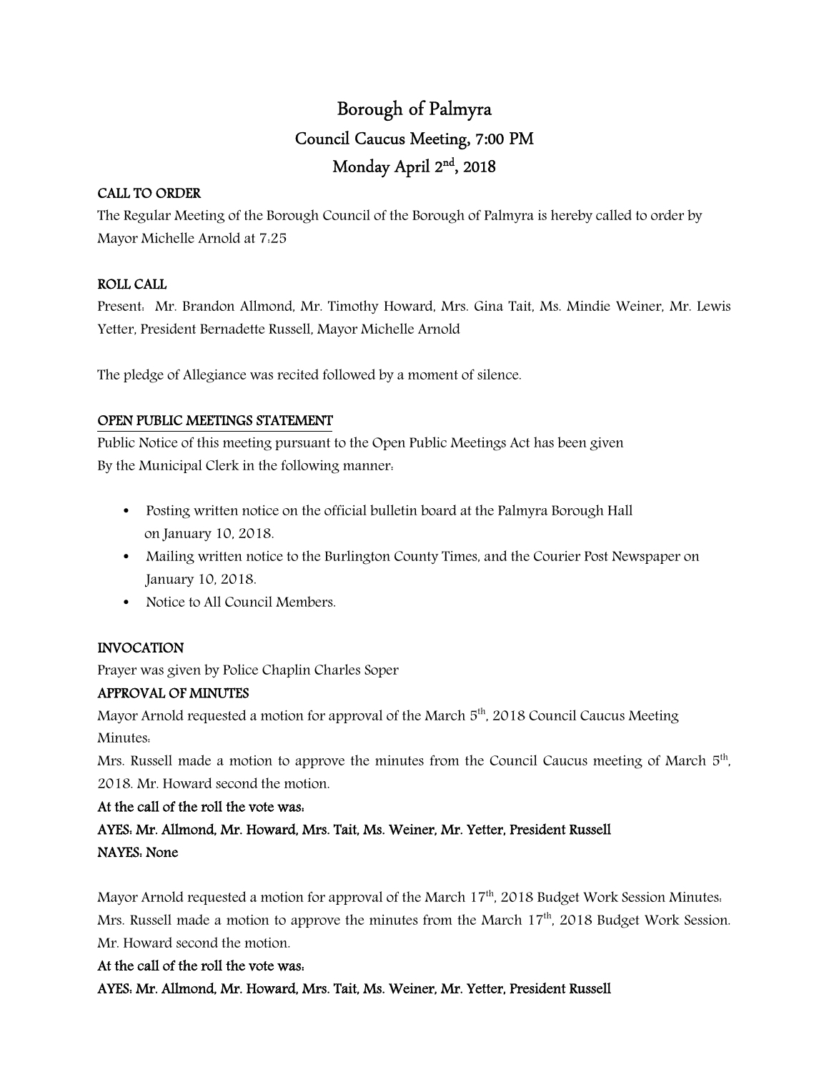# Borough of Palmyra

## Council Caucus Meeting, 7:00 PM

## Monday April 2nd, 2018

**CALL TO ORDER**

The Regular Meeting of the Borough Council of the Borough of Palmyra is hereby called to order by Mayor Michelle Arnold at 7:25

**ROLL CALL**

Present: Mr. Brandon Allmond, Mr. Timothy Howard, Mrs. Gina Tait, Ms. Mindie Weiner, Mr. Lewis Yetter, President Bernadette Russell, Mayor Michelle Arnold

The pledge of Allegiance was recited followed by a moment of silence.

**OPEN PUBLIC MEETINGS STATEMENT**

Public Notice of this meeting pursuant to the Open Public Meetings Act has been given By the Municipal Clerk in the following manner:

- Posting written notice on the official bulletin board at the Palmyra Borough Hall on January 10, 2018.
- Mailing written notice to the Burlington County Times, and the Courier Post Newspaper on January 10, 2018.
- Notice to All Council Members.

**INVOCATION**

Prayer was given by Police Chaplin Charles Soper

**APPROVAL OF MINUTES**

Mayor Arnold requested a motion for approval of the March 5th, 2018 Council Caucus Meeting Minutes:

Mrs. Russell made a motion to approve the minutes from the Council Caucus meeting of March 5th, 2018. Mr. Howard second the motion.

**At the call of the roll the vote was:**

**AYES: Mr. Allmond, Mr. Howard, Mrs. Tait, Ms. Weiner, Mr. Yetter, President Russell**

**NAYES: None**

Mayor Arnold requested a motion for approval of the March 17th, 2018 Budget Work Session Minutes:

Mrs. Russell made a motion to approve the minutes from the March 17th, 2018 Budget Work Session. Mr. Howard second the motion.

**At the call of the roll the vote was:**

**AYES: Mr. Allmond, Mr. Howard, Mrs. Tait, Ms. Weiner, Mr. Yetter, President Russell**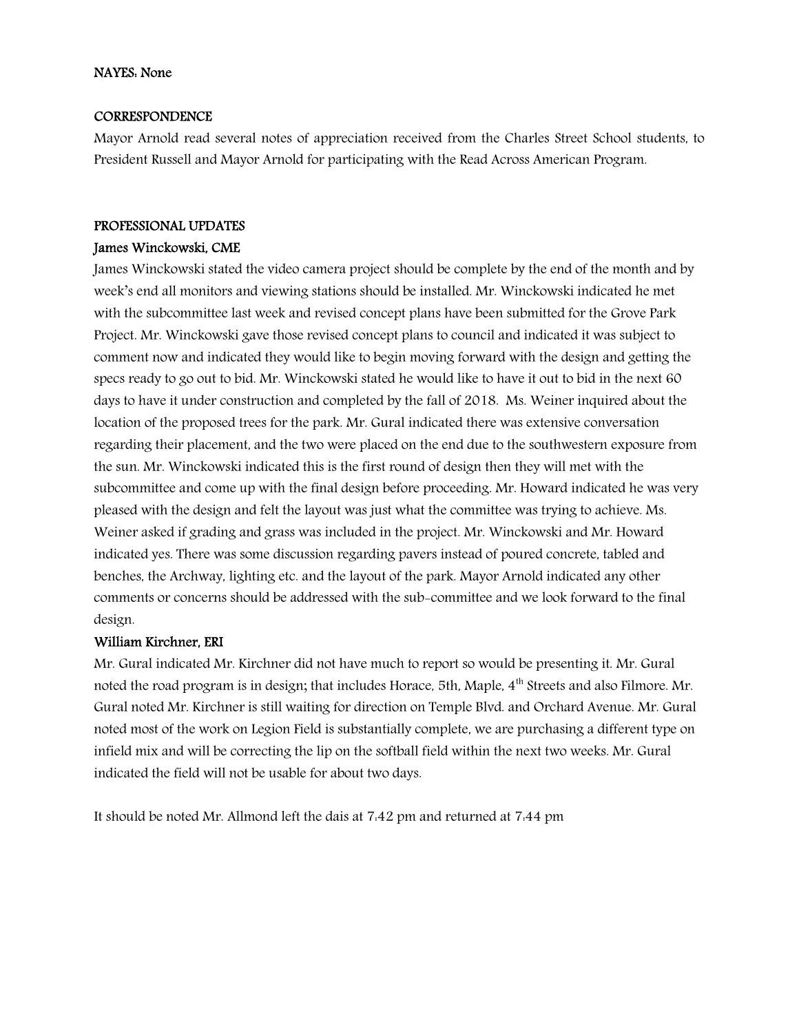**NAYES:** None

**CORRESPONDENCE**

Mayor Arnold read several notes of appreciation received from the Charles Street School students, to President Russell and Mayor Arnold for participating with the Read Across American Program.

**PROFESSIONAL UPDATES**

**James Winckowski, CME**

James Winckowski stated the video camera project should be complete by the end of the month and by week's end all monitors and viewing stations should be installed. Mr. Winckowski indicated he met with the subcommittee last week and revised concept plans have been submitted for the Grove Park Project. Mr. Winckowski gave those revised concept plans to council and indicated it was subject to comment now and indicated they would like to begin moving forward with the design and getting the specs ready to go out to bid. Mr. Winckowski stated he would like to have it out to bid in the next 60 days to have it under construction and completed by the fall of 2018. Ms. Weiner inquired about the location of the proposed trees for the park. Mr. Gural indicated there was extensive conversation regarding their placement, and the two were placed on the end due to the southwestern exposure from the sun. Mr. Winckowski indicated this is the first round of design then they will met with the subcommittee and come up with the final design before proceeding. Mr. Howard indicated he was very pleased with the design and felt the layout was just what the committee was trying to achieve. Ms. Weiner asked if grading and grass was included in the project. Mr. Winckowski and Mr. Howard indicated yes. There was some discussion regarding pavers instead of poured concrete, tabled and benches, the Archway, lighting etc. and the layout of the park. Mayor Arnold indicated any other comments or concerns should be addressed with the sub-committee and we look forward to the final design.

**William Kirchner, ERI**

Mr. Gural indicated Mr. Kirchner did not have much to report so would be presenting it. Mr. Gural noted the road program is in design; that includes Horace, 5th, Maple, 4th Streets and also Filmore. Mr. Gural noted Mr. Kirchner is still waiting for direction on Temple Blvd. and Orchard Avenue. Mr. Gural noted most of the work on Legion Field is substantially complete, we are purchasing a different type on infield mix and will be correcting the lip on the softball field within the next two weeks. Mr. Gural indicated the field will not be usable for about two days.

It should be noted Mr. Allmond left the dais at 7:42 pm and returned at 7:44 pm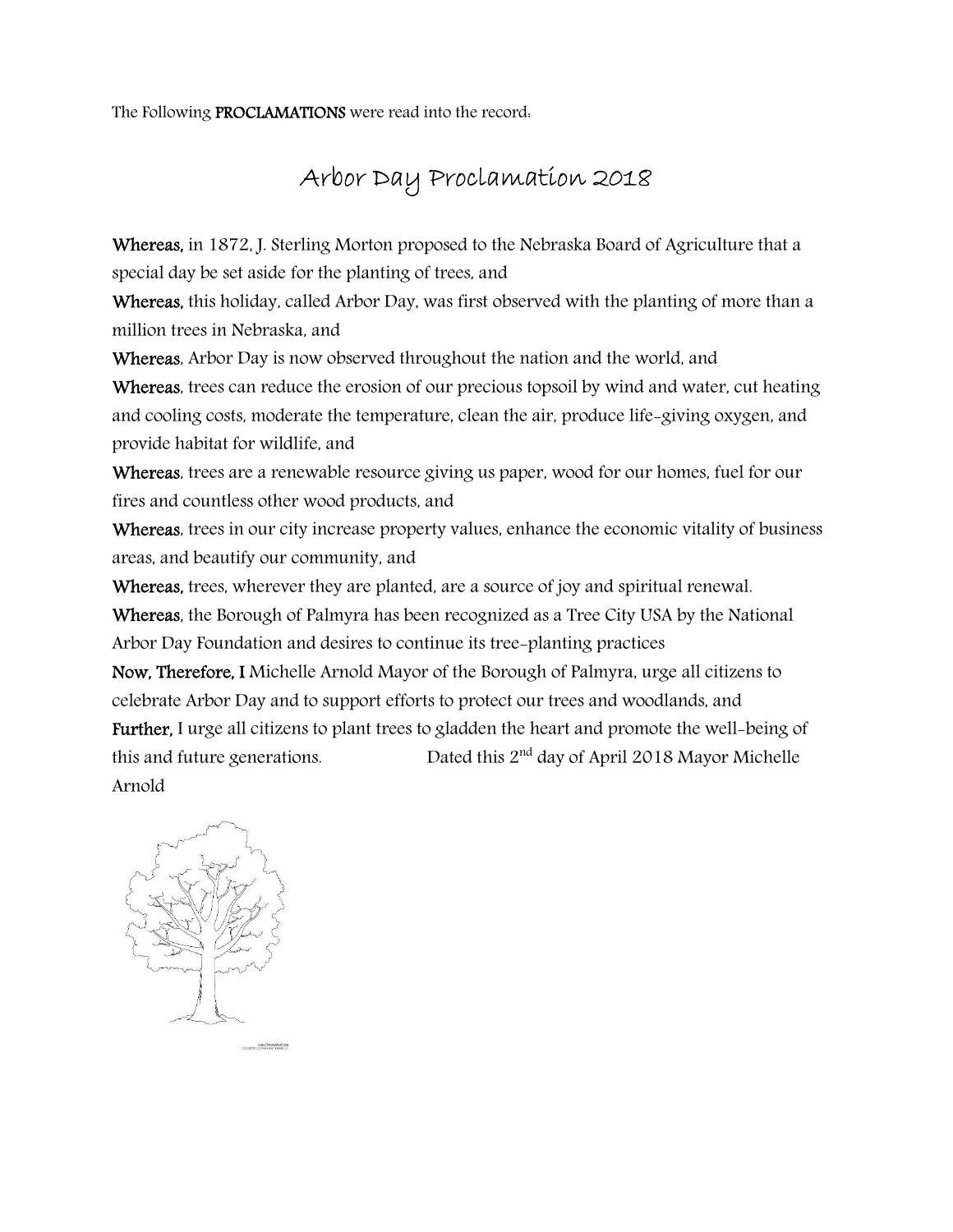The Following **PROCLAMATIONS** were read into the record:

# Arbor Day Proclamation 2018

**Whereas,** in 1872, J. Sterling Morton proposed to the Nebraska Board of Agriculture that a special day be set aside for the planting of trees, and

**Whereas,** this holiday, called Arbor Day, was first observed with the planting of more than a million trees in Nebraska, and

**Whereas**, Arbor Day is now observed throughout the nation and the world, and

**Whereas**, trees can reduce the erosion of our precious topsoil by wind and water, cut heating and cooling costs, moderate the temperature, clean the air, produce life-giving oxygen, and provide habitat for wildlife, and

**Whereas**, trees are a renewable resource giving us paper, wood for our homes, fuel for our fires and countless other wood products, and

**Whereas**, trees in our city increase property values, enhance the economic vitality of business areas, and beautify our community, and

**Whereas,** trees, wherever they are planted, are a source of joy and spiritual renewal.

**Whereas**, the Borough of Palmyra has been recognized as a Tree City USA by the National Arbor Day Foundation and desires to continue its tree-planting practices

**Now, Therefore, I** Michelle Arnold Mayor of the Borough of Palmyra, urge all citizens to celebrate Arbor Day and to support efforts to protect our trees and woodlands, and

**Further,** I urge all citizens to plant trees to gladden the heart and promote the well-being of this and future generations. Dated this 2nd day of April 2018 Mayor Michelle Arnold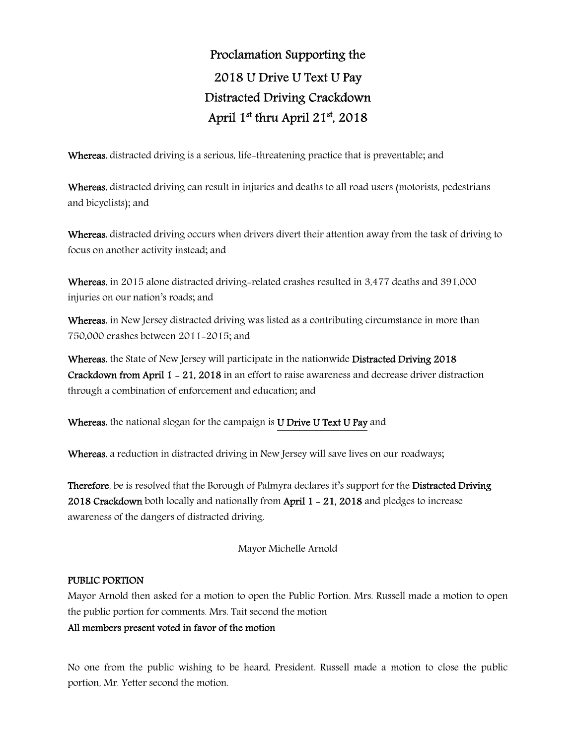# Proclamation Supporting the 2018 U Drive U Text U Pay Distracted Driving Crackdown April 1st thru April 21st, 2018

**Whereas**, distracted driving is a serious, life-threatening practice that is preventable; and

**Whereas**, distracted driving can result in injuries and deaths to all road users (motorists, pedestrians and bicyclists); and

**Whereas**, distracted driving occurs when drivers divert their attention away from the task of driving to focus on another activity instead; and

**Whereas**, in 2015 alone distracted driving-related crashes resulted in 3,477 deaths and 391,000 injuries on our nation's roads; and

**Whereas**, in New Jersey distracted driving was listed as a contributing circumstance in more than 750,000 crashes between 2011-2015; and

**Whereas**, the State of New Jersey will participate in the nationwide **Distracted Driving 2018 Crackdown from April 1 - 21, 2018** in an effort to raise awareness and decrease driver distraction through a combination of enforcement and education; and

**Whereas**, the national slogan for the campaign is **U Drive U Text U Pay** and

**Whereas**, a reduction in distracted driving in New Jersey will save lives on our roadways;

**Therefore**, be is resolved that the Borough of Palmyra declares it's support for the **Distracted Driving 2018 Crackdown** both locally and nationally from **April 1 - 21, 2018** and pledges to increase awareness of the dangers of distracted driving.

Mayor Michelle Arnold

**PUBLIC PORTION**

Mayor Arnold then asked for a motion to open the Public Portion. Mrs. Russell made a motion to open the public portion for comments. Mrs. Tait second the motion

**All members present voted in favor of the motion**

No one from the public wishing to be heard, President. Russell made a motion to close the public portion, Mr. Yetter second the motion.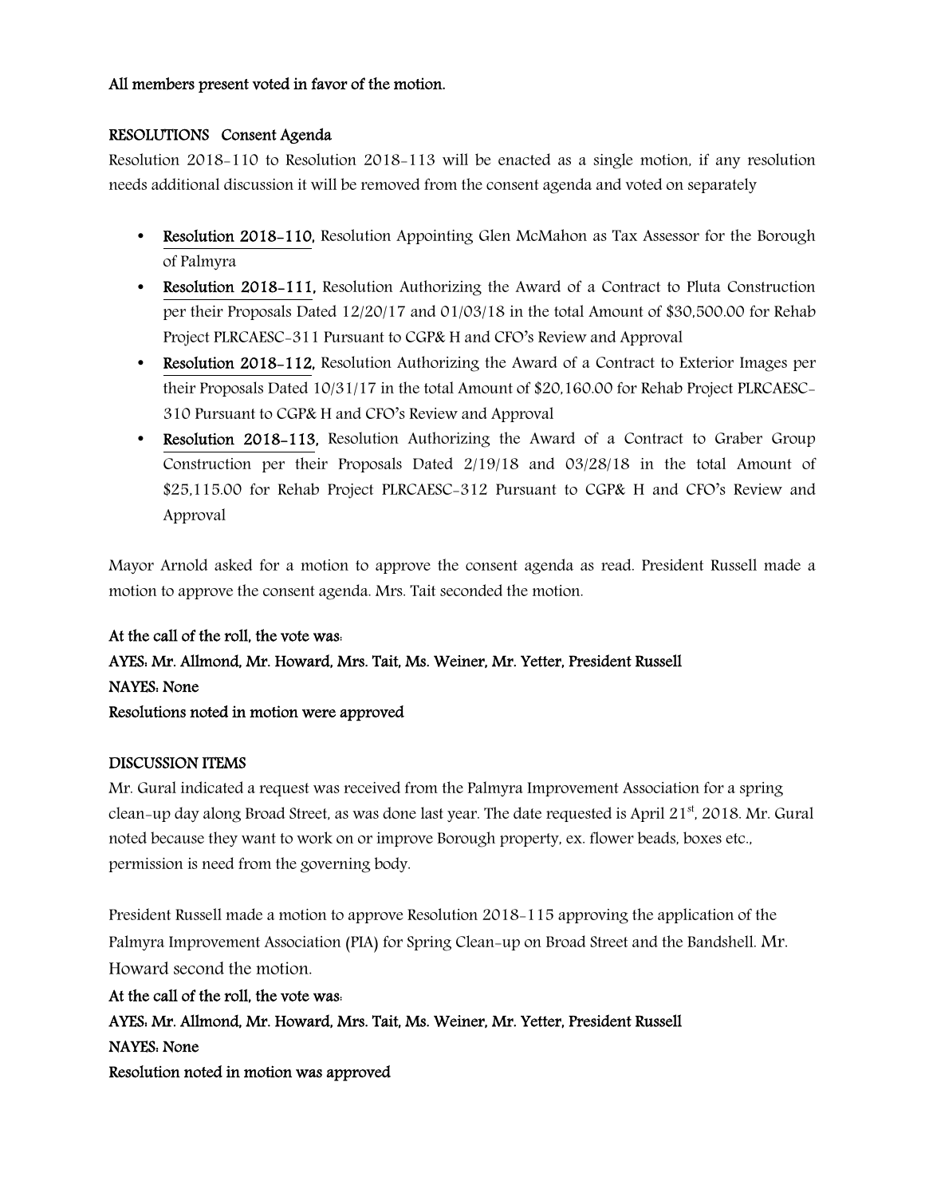**All members present voted in favor of the motion.**

**RESOLUTIONS Consent Agenda**

Resolution 2018-110 to Resolution 2018-113 will be enacted as a single motion, if any resolution needs additional discussion it will be removed from the consent agenda and voted on separately

- **Resolution 2018-110,** Resolution Appointing Glen McMahon as Tax Assessor for the Borough of Palmyra
- **Resolution 2018-111,** Resolution Authorizing the Award of a Contract to Pluta Construction per their Proposals Dated 12/20/17 and 01/03/18 in the total Amount of $30,500.00 for Rehab Project PLRCAESC-311 Pursuant to CGP& H and CFO's Review and Approval
- **Resolution 2018-112,** Resolution Authorizing the Award of a Contract to Exterior Images per their Proposals Dated 10/31/17 in the total Amount of $20,160.00 for Rehab Project PLRCAESC-310 Pursuant to CGP& H and CFO's Review and Approval
- **Resolution 2018-113,** Resolution Authorizing the Award of a Contract to Graber Group Construction per their Proposals Dated 2/19/18 and 03/28/18 in the total Amount of $25,115.00 for Rehab Project PLRCAESC-312 Pursuant to CGP& H and CFO's Review and Approval

Mayor Arnold asked for a motion to approve the consent agenda as read. President Russell made a motion to approve the consent agenda. Mrs. Tait seconded the motion.

**At the call of the roll, the vote was:**
**AYES: Mr. Allmond, Mr. Howard, Mrs. Tait, Ms. Weiner, Mr. Yetter, President Russell**
**NAYES: None**
**Resolutions noted in motion were approved**

**DISCUSSION ITEMS**

Mr. Gural indicated a request was received from the Palmyra Improvement Association for a spring clean-up day along Broad Street, as was done last year. The date requested is April 21st, 2018. Mr. Gural noted because they want to work on or improve Borough property, ex. flower beads, boxes etc., permission is need from the governing body.

President Russell made a motion to approve Resolution 2018-115 approving the application of the Palmyra Improvement Association (PIA) for Spring Clean-up on Broad Street and the Bandshell. Mr. Howard second the motion.

**At the call of the roll, the vote was:**
**AYES: Mr. Allmond, Mr. Howard, Mrs. Tait, Ms. Weiner, Mr. Yetter, President Russell**
**NAYES: None**
**Resolution noted in motion was approved**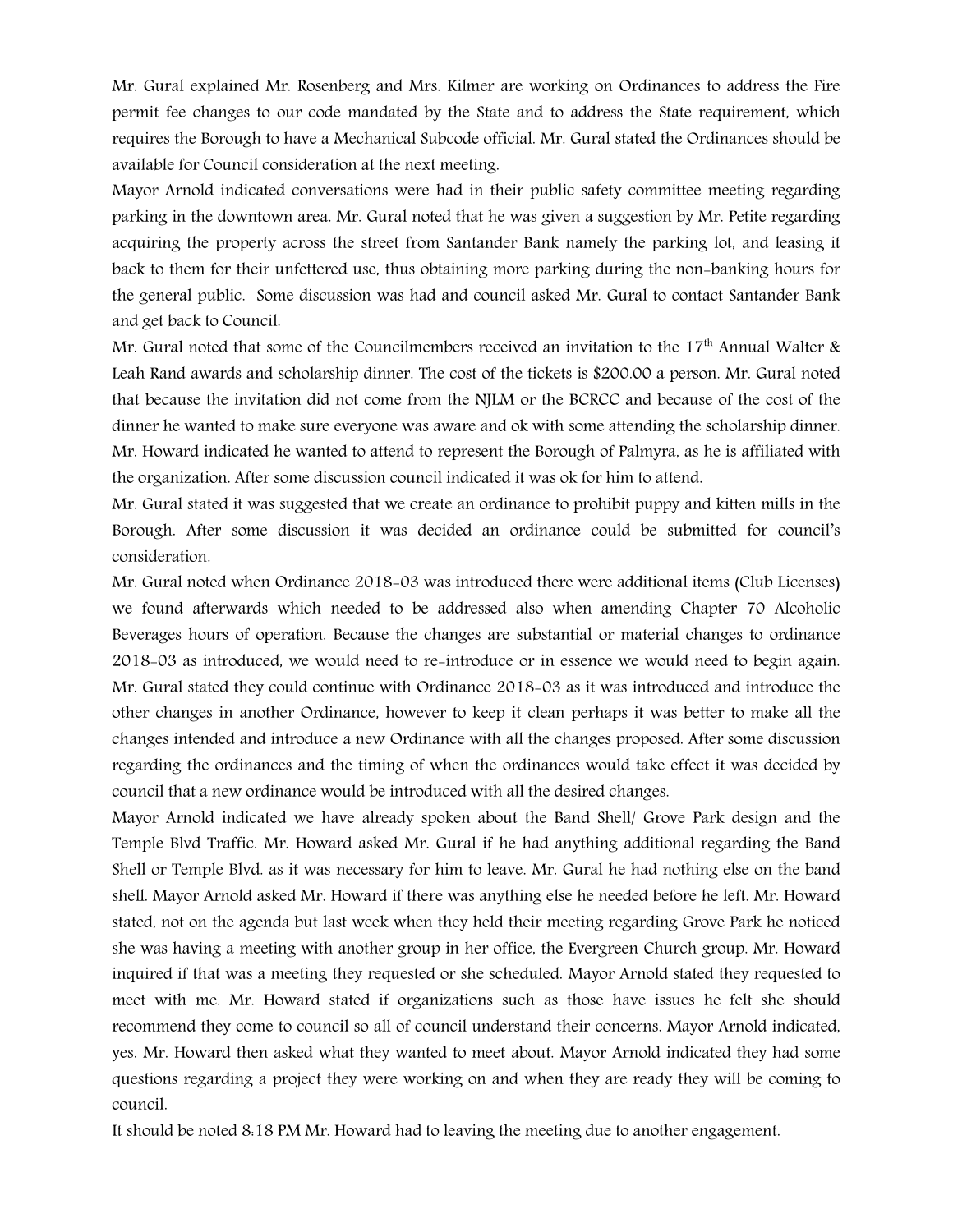Mr. Gural explained Mr. Rosenberg and Mrs. Kilmer are working on Ordinances to address the Fire permit fee changes to our code mandated by the State and to address the State requirement, which requires the Borough to have a Mechanical Subcode official. Mr. Gural stated the Ordinances should be available for Council consideration at the next meeting.

Mayor Arnold indicated conversations were had in their public safety committee meeting regarding parking in the downtown area. Mr. Gural noted that he was given a suggestion by Mr. Petite regarding acquiring the property across the street from Santander Bank namely the parking lot, and leasing it back to them for their unfettered use, thus obtaining more parking during the non-banking hours for the general public. Some discussion was had and council asked Mr. Gural to contact Santander Bank and get back to Council.

Mr. Gural noted that some of the Councilmembers received an invitation to the 17th Annual Walter & Leah Rand awards and scholarship dinner. The cost of the tickets is $200.00 a person. Mr. Gural noted that because the invitation did not come from the NJLM or the BCRCC and because of the cost of the dinner he wanted to make sure everyone was aware and ok with some attending the scholarship dinner. Mr. Howard indicated he wanted to attend to represent the Borough of Palmyra, as he is affiliated with the organization. After some discussion council indicated it was ok for him to attend.

Mr. Gural stated it was suggested that we create an ordinance to prohibit puppy and kitten mills in the Borough. After some discussion it was decided an ordinance could be submitted for council's consideration.

Mr. Gural noted when Ordinance 2018-03 was introduced there were additional items (Club Licenses) we found afterwards which needed to be addressed also when amending Chapter 70 Alcoholic Beverages hours of operation. Because the changes are substantial or material changes to ordinance 2018-03 as introduced, we would need to re-introduce or in essence we would need to begin again. Mr. Gural stated they could continue with Ordinance 2018-03 as it was introduced and introduce the other changes in another Ordinance, however to keep it clean perhaps it was better to make all the changes intended and introduce a new Ordinance with all the changes proposed. After some discussion regarding the ordinances and the timing of when the ordinances would take effect it was decided by council that a new ordinance would be introduced with all the desired changes.

Mayor Arnold indicated we have already spoken about the Band Shell/ Grove Park design and the Temple Blvd Traffic. Mr. Howard asked Mr. Gural if he had anything additional regarding the Band Shell or Temple Blvd. as it was necessary for him to leave. Mr. Gural he had nothing else on the band shell. Mayor Arnold asked Mr. Howard if there was anything else he needed before he left. Mr. Howard stated, not on the agenda but last week when they held their meeting regarding Grove Park he noticed she was having a meeting with another group in her office, the Evergreen Church group. Mr. Howard inquired if that was a meeting they requested or she scheduled. Mayor Arnold stated they requested to meet with me. Mr. Howard stated if organizations such as those have issues he felt she should recommend they come to council so all of council understand their concerns. Mayor Arnold indicated, yes. Mr. Howard then asked what they wanted to meet about. Mayor Arnold indicated they had some questions regarding a project they were working on and when they are ready they will be coming to council.

It should be noted 8:18 PM Mr. Howard had to leaving the meeting due to another engagement.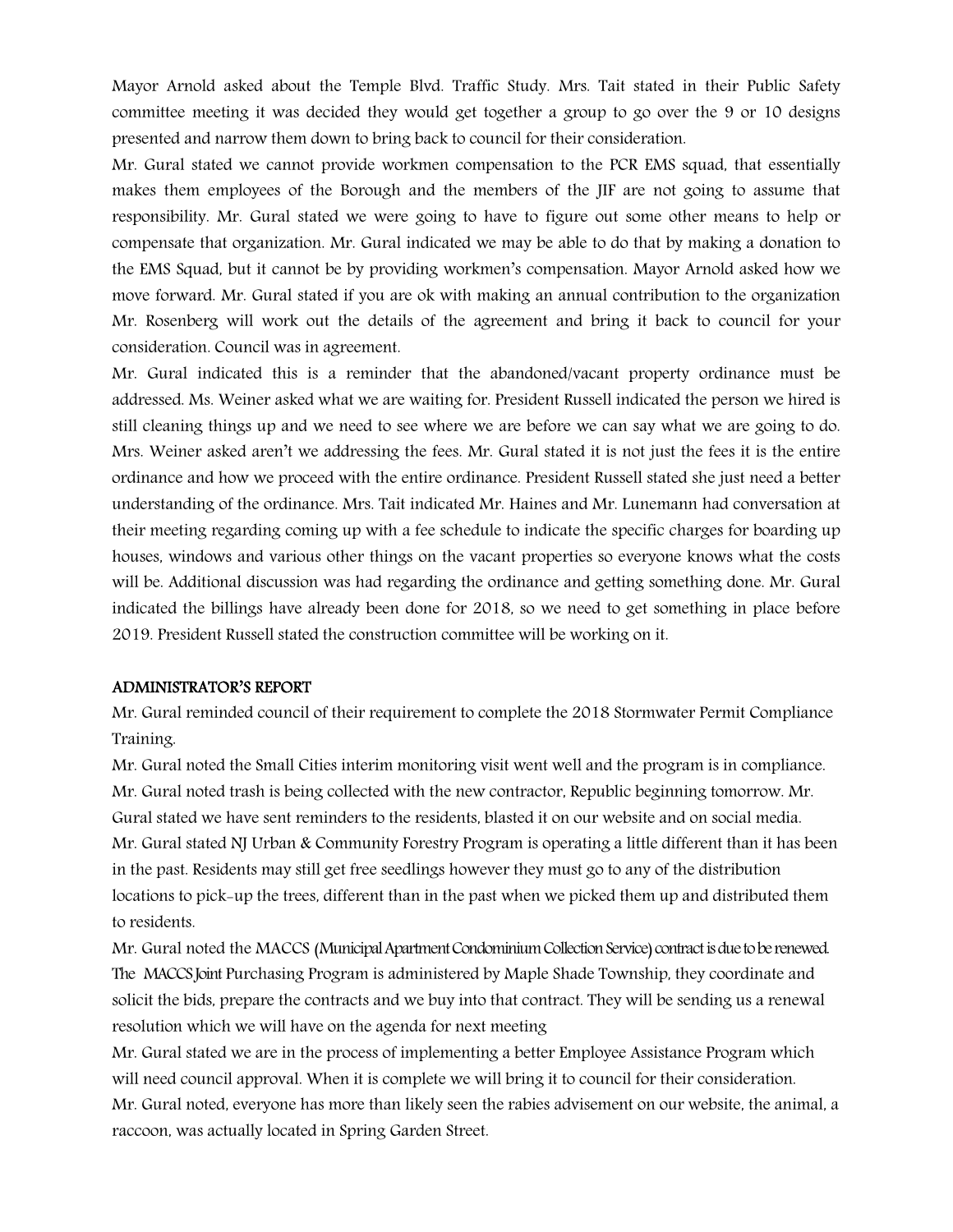Mayor Arnold asked about the Temple Blvd. Traffic Study. Mrs. Tait stated in their Public Safety committee meeting it was decided they would get together a group to go over the 9 or 10 designs presented and narrow them down to bring back to council for their consideration.

Mr. Gural stated we cannot provide workmen compensation to the PCR EMS squad, that essentially makes them employees of the Borough and the members of the JIF are not going to assume that responsibility. Mr. Gural stated we were going to have to figure out some other means to help or compensate that organization. Mr. Gural indicated we may be able to do that by making a donation to the EMS Squad, but it cannot be by providing workmen's compensation. Mayor Arnold asked how we move forward. Mr. Gural stated if you are ok with making an annual contribution to the organization Mr. Rosenberg will work out the details of the agreement and bring it back to council for your consideration. Council was in agreement.

Mr. Gural indicated this is a reminder that the abandoned/vacant property ordinance must be addressed. Ms. Weiner asked what we are waiting for. President Russell indicated the person we hired is still cleaning things up and we need to see where we are before we can say what we are going to do. Mrs. Weiner asked aren't we addressing the fees. Mr. Gural stated it is not just the fees it is the entire ordinance and how we proceed with the entire ordinance. President Russell stated she just need a better understanding of the ordinance. Mrs. Tait indicated Mr. Haines and Mr. Lunemann had conversation at their meeting regarding coming up with a fee schedule to indicate the specific charges for boarding up houses, windows and various other things on the vacant properties so everyone knows what the costs will be. Additional discussion was had regarding the ordinance and getting something done. Mr. Gural indicated the billings have already been done for 2018, so we need to get something in place before 2019. President Russell stated the construction committee will be working on it.

## ADMINISTRATOR'S REPORT

Mr. Gural reminded council of their requirement to complete the 2018 Stormwater Permit Compliance Training.

Mr. Gural noted the Small Cities interim monitoring visit went well and the program is in compliance.

Mr. Gural noted trash is being collected with the new contractor, Republic beginning tomorrow. Mr. Gural stated we have sent reminders to the residents, blasted it on our website and on social media.

Mr. Gural stated NJ Urban & Community Forestry Program is operating a little different than it has been in the past. Residents may still get free seedlings however they must go to any of the distribution locations to pick-up the trees, different than in the past when we picked them up and distributed them to residents.

Mr. Gural noted the MACCS (Municipal Apartment Condominium Collection Service) contract is due to be renewed. The MACCS Joint Purchasing Program is administered by Maple Shade Township, they coordinate and solicit the bids, prepare the contracts and we buy into that contract. They will be sending us a renewal resolution which we will have on the agenda for next meeting

Mr. Gural stated we are in the process of implementing a better Employee Assistance Program which will need council approval. When it is complete we will bring it to council for their consideration.

Mr. Gural noted, everyone has more than likely seen the rabies advisement on our website, the animal, a raccoon, was actually located in Spring Garden Street.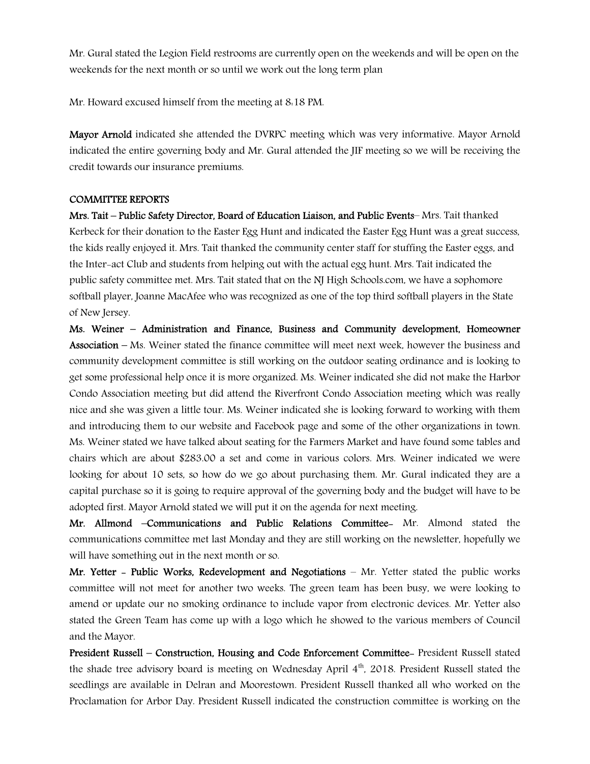Mr. Gural stated the Legion Field restrooms are currently open on the weekends and will be open on the weekends for the next month or so until we work out the long term plan

Mr. Howard excused himself from the meeting at 8:18 PM.

**Mayor Arnold** indicated she attended the DVRPC meeting which was very informative. Mayor Arnold indicated the entire governing body and Mr. Gural attended the JIF meeting so we will be receiving the credit towards our insurance premiums.

**COMMITTEE REPORTS**

**Mrs. Tait – Public Safety Director, Board of Education Liaison, and Public Events**– Mrs. Tait thanked Kerbeck for their donation to the Easter Egg Hunt and indicated the Easter Egg Hunt was a great success, the kids really enjoyed it. Mrs. Tait thanked the community center staff for stuffing the Easter eggs, and the Inter-act Club and students from helping out with the actual egg hunt. Mrs. Tait indicated the public safety committee met. Mrs. Tait stated that on the NJ High Schools.com, we have a sophomore softball player, Joanne MacAfee who was recognized as one of the top third softball players in the State of New Jersey.

**Ms. Weiner – Administration and Finance, Business and Community development, Homeowner Association** – Ms. Weiner stated the finance committee will meet next week, however the business and community development committee is still working on the outdoor seating ordinance and is looking to get some professional help once it is more organized. Ms. Weiner indicated she did not make the Harbor Condo Association meeting but did attend the Riverfront Condo Association meeting which was really nice and she was given a little tour. Ms. Weiner indicated she is looking forward to working with them and introducing them to our website and Facebook page and some of the other organizations in town. Ms. Weiner stated we have talked about seating for the Farmers Market and have found some tables and chairs which are about $283.00 a set and come in various colors. Mrs. Weiner indicated we were looking for about 10 sets, so how do we go about purchasing them. Mr. Gural indicated they are a capital purchase so it is going to require approval of the governing body and the budget will have to be adopted first. Mayor Arnold stated we will put it on the agenda for next meeting.

**Mr. Allmond –Communications and Public Relations Committee-** Mr. Almond stated the communications committee met last Monday and they are still working on the newsletter, hopefully we will have something out in the next month or so.

**Mr. Yetter - Public Works, Redevelopment and Negotiations** – Mr. Yetter stated the public works committee will not meet for another two weeks. The green team has been busy, we were looking to amend or update our no smoking ordinance to include vapor from electronic devices. Mr. Yetter also stated the Green Team has come up with a logo which he showed to the various members of Council and the Mayor.

**President Russell – Construction, Housing and Code Enforcement Committee-** President Russell stated the shade tree advisory board is meeting on Wednesday April 4th, 2018. President Russell stated the seedlings are available in Delran and Moorestown. President Russell thanked all who worked on the Proclamation for Arbor Day. President Russell indicated the construction committee is working on the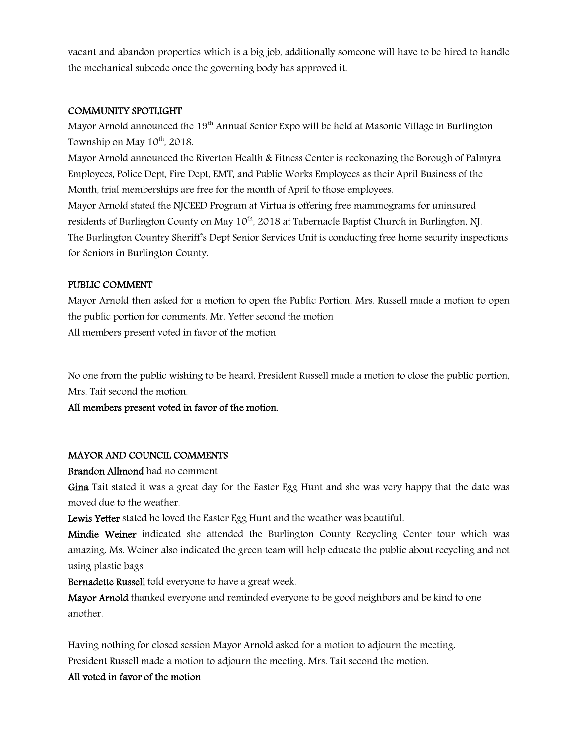vacant and abandon properties which is a big job, additionally someone will have to be hired to handle the mechanical subcode once the governing body has approved it.

**COMMUNITY SPOTLIGHT**

Mayor Arnold announced the 19th Annual Senior Expo will be held at Masonic Village in Burlington Township on May 10th, 2018.

Mayor Arnold announced the Riverton Health & Fitness Center is reckonazing the Borough of Palmyra Employees, Police Dept, Fire Dept, EMT, and Public Works Employees as their April Business of the Month, trial memberships are free for the month of April to those employees.

Mayor Arnold stated the NJCEED Program at Virtua is offering free mammograms for uninsured residents of Burlington County on May 10th, 2018 at Tabernacle Baptist Church in Burlington, NJ.

The Burlington Country Sheriff's Dept Senior Services Unit is conducting free home security inspections for Seniors in Burlington County.

**PUBLIC COMMENT**

Mayor Arnold then asked for a motion to open the Public Portion. Mrs. Russell made a motion to open the public portion for comments. Mr. Yetter second the motion

All members present voted in favor of the motion

No one from the public wishing to be heard, President Russell made a motion to close the public portion, Mrs. Tait second the motion.

**All members present voted in favor of the motion.**

**MAYOR AND COUNCIL COMMENTS**

**Brandon Allmond** had no comment

**Gina** Tait stated it was a great day for the Easter Egg Hunt and she was very happy that the date was moved due to the weather.

**Lewis Yetter** stated he loved the Easter Egg Hunt and the weather was beautiful.

**Mindie Weiner** indicated she attended the Burlington County Recycling Center tour which was amazing. Ms. Weiner also indicated the green team will help educate the public about recycling and not using plastic bags.

**Bernadette Russell** told everyone to have a great week.

**Mayor Arnold** thanked everyone and reminded everyone to be good neighbors and be kind to one another.

Having nothing for closed session Mayor Arnold asked for a motion to adjourn the meeting.

President Russell made a motion to adjourn the meeting. Mrs. Tait second the motion.

**All voted in favor of the motion**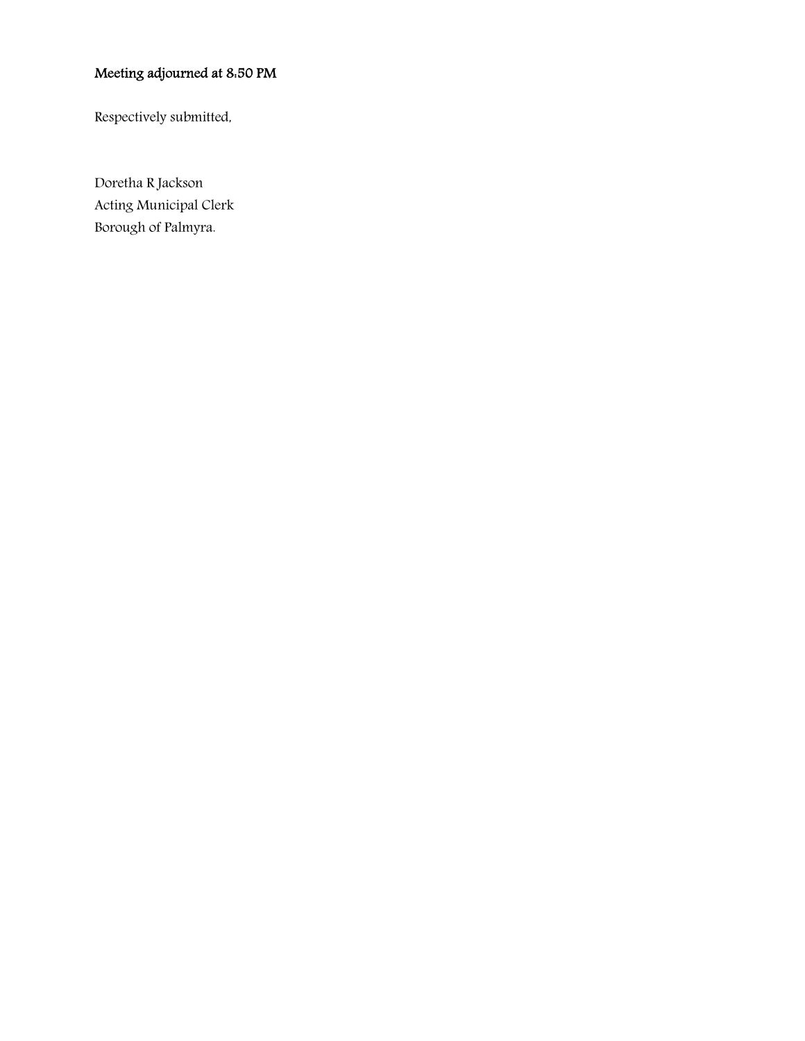**Meeting adjourned at 8:50 PM**

Respectively submitted,

Doretha R Jackson
Acting Municipal Clerk
Borough of Palmyra.